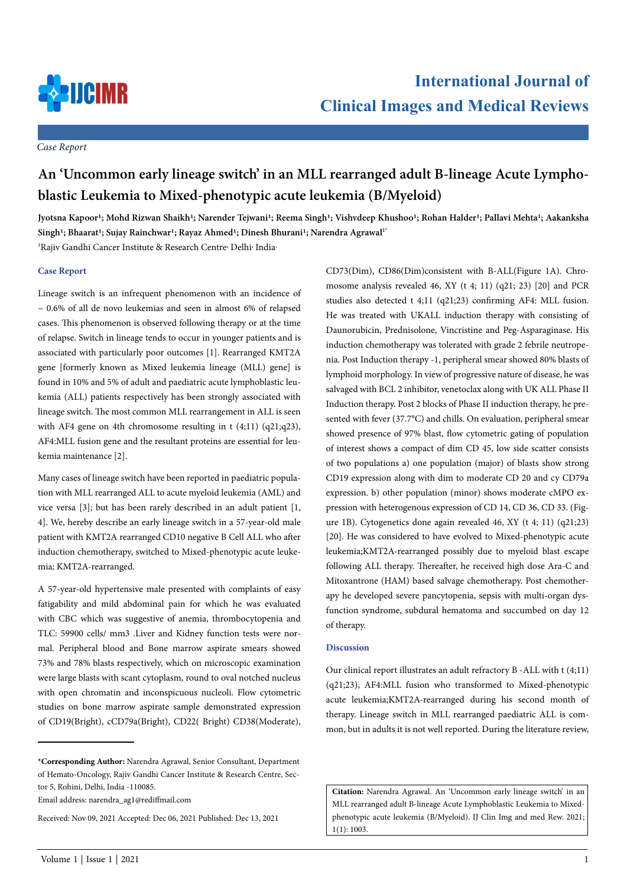International Journal of Clinical Images and Medical Reviews

*Case Report*

# An 'Uncommon early lineage switch' in an MLL rearranged adult B-lineage Acute Lymphoblastic Leukemia to Mixed-phenotypic acute leukemia (B/Myeloid)

**Jyotsna Kapoor[1]; Mohd Rizwan Shaikh[1]; Narender Tejwani[1]; Reema Singh[1]; Vishvdeep Khushoo[1]; Rohan Halder[1]; Pallavi Mehta[1]; Aakanksha Singh[1]; Bhaarat[1]; Sujay Rainchwar[1]; Rayaz Ahmed[1]; Dinesh Bhurani[1]; Narendra Agrawal[1*]**

[1]Rajiv Gandhi Cancer Institute & Research Centre, Delhi, India.

## Case Report

Lineage switch is an infrequent phenomenon with an incidence of ~ 0.6% of all de novo leukemias and seen in almost 6% of relapsed cases. This phenomenon is observed following therapy or at the time of relapse. Switch in lineage tends to occur in younger patients and is associated with particularly poor outcomes [1]. Rearranged KMT2A gene [formerly known as Mixed leukemia lineage (MLL) gene] is found in 10% and 5% of adult and paediatric acute lymphoblastic leukemia (ALL) patients respectively has been strongly associated with lineage switch. The most common MLL rearrangement in ALL is seen with AF4 gene on 4th chromosome resulting in t (4;11) (q21;q23), AF4:MLL fusion gene and the resultant proteins are essential for leukemia maintenance [2].

Many cases of lineage switch have been reported in paediatric population with MLL rearranged ALL to acute myeloid leukemia (AML) and vice versa [3]; but has been rarely described in an adult patient [1, 4]. We, hereby describe an early lineage switch in a 57-year-old male patient with KMT2A rearranged CD10 negative B Cell ALL who after induction chemotherapy, switched to Mixed-phenotypic acute leukemia; KMT2A-rearranged.

A 57-year-old hypertensive male presented with complaints of easy fatigability and mild abdominal pain for which he was evaluated with CBC which was suggestive of anemia, thrombocytopenia and TLC: 59900 cells/ mm3 .Liver and Kidney function tests were normal. Peripheral blood and Bone marrow aspirate smears showed 73% and 78% blasts respectively, which on microscopic examination were large blasts with scant cytoplasm, round to oval notched nucleus with open chromatin and inconspicuous nucleoli. Flow cytometric studies on bone marrow aspirate sample demonstrated expression of CD19(Bright), cCD79a(Bright), CD22( Bright) CD38(Moderate), CD73(Dim), CD86(Dim)consistent with B-ALL(Figure 1A). Chromosome analysis revealed 46, XY (t 4; 11) (q21; 23) [20] and PCR studies also detected t 4;11 (q21;23) confirming AF4: MLL fusion. He was treated with UKALL induction therapy with consisting of Daunorubicin, Prednisolone, Vincristine and Peg-Asparaginase. His induction chemotherapy was tolerated with grade 2 febrile neutropenia. Post Induction therapy -1, peripheral smear showed 80% blasts of lymphoid morphology. In view of progressive nature of disease, he was salvaged with BCL 2 inhibitor, venetoclax along with UK ALL Phase II Induction therapy. Post 2 blocks of Phase II induction therapy, he presented with fever (37.7°C) and chills. On evaluation, peripheral smear showed presence of 97% blast, flow cytometric gating of population of interest shows a compact of dim CD 45, low side scatter consists of two populations a) one population (major) of blasts show strong CD19 expression along with dim to moderate CD 20 and cy CD79a expression. b) other population (minor) shows moderate cMPO expression with heterogenous expression of CD 14, CD 36, CD 33. (Figure 1B). Cytogenetics done again revealed 46, XY (t 4; 11) (q21;23) [20]. He was considered to have evolved to Mixed-phenotypic acute leukemia;KMT2A-rearranged possibly due to myeloid blast escape following ALL therapy. Thereafter, he received high dose Ara-C and Mitoxantrone (HAM) based salvage chemotherapy. Post chemotherapy he developed severe pancytopenia, sepsis with multi-organ dysfunction syndrome, subdural hematoma and succumbed on day 12 of therapy.

## Discussion

Our clinical report illustrates an adult refractory B -ALL with t (4;11) (q21;23), AF4:MLL fusion who transformed to Mixed-phenotypic acute leukemia;KMT2A-rearranged during his second month of therapy. Lineage switch in MLL rearranged paediatric ALL is common, but in adults it is not well reported. During the literature review,

**\*Corresponding Author:** Narendra Agrawal, Senior Consultant, Department of Hemato-Oncology, Rajiv Gandhi Cancer Institute & Research Centre, Sector 5, Rohini, Delhi, India -110085.

Email address: narendra_ag1@rediffmail.com

Received: Nov 09, 2021 Accepted: Dec 06, 2021 Published: Dec 13, 2021

**Citation:** Narendra Agrawal. An 'Uncommon early lineage switch' in an MLL rearranged adult B-lineage Acute Lymphoblastic Leukemia to Mixed-phenotypic acute leukemia (B/Myeloid). IJ Clin Img and med Rew. 2021; 1(1): 1003.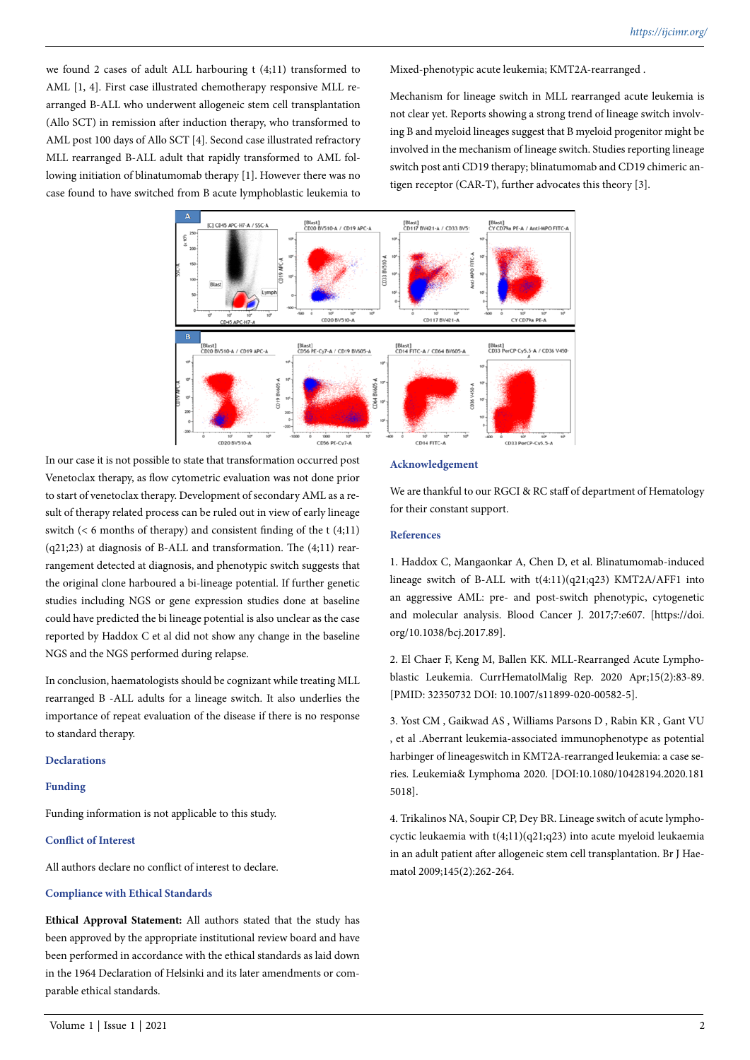we found 2 cases of adult ALL harbouring t (4;11) transformed to AML [1, 4]. First case illustrated chemotherapy responsive MLL re-arranged B-ALL who underwent allogeneic stem cell transplantation (Allo SCT) in remission after induction therapy, who transformed to AML post 100 days of Allo SCT [4]. Second case illustrated refractory MLL rearranged B-ALL adult that rapidly transformed to AML following initiation of blinatumomab therapy [1]. However there was no case found to have switched from B acute lymphoblastic leukemia to Mixed-phenotypic acute leukemia; KMT2A-rearranged .

Mechanism for lineage switch in MLL rearranged acute leukemia is not clear yet. Reports showing a strong trend of lineage switch involving B and myeloid lineages suggest that B myeloid progenitor might be involved in the mechanism of lineage switch. Studies reporting lineage switch post anti CD19 therapy; blinatumomab and CD19 chimeric antigen receptor (CAR-T), further advocates this theory [3].

A

[C] CD45 APC-H7-A / SSC-A

[Blast] CD20 BV510-A / CD19 APC-A

[Blast] CD117 BV421-A / CD33 BV5

[Blast] CY CD79a PE-A / Anti-MPO FITC-A

B

[Blast] CD20 BV510-A / CD19 APC-A

[Blast] CD56 PE-Cy7-A / CD19 BV605-A

[Blast] CD14 FITC-A / CD64 BV605-A

[Blast] CD33 PerCP-Cy5.5-A / CD36 V450-A

In our case it is not possible to state that transformation occurred post Venetoclax therapy, as flow cytometric evaluation was not done prior to start of venetoclax therapy. Development of secondary AML as a result of therapy related process can be ruled out in view of early lineage switch (< 6 months of therapy) and consistent finding of the t (4;11) (q21;23) at diagnosis of B-ALL and transformation. The (4;11) rearrangement detected at diagnosis, and phenotypic switch suggests that the original clone harboured a bi-lineage potential. If further genetic studies including NGS or gene expression studies done at baseline could have predicted the bi lineage potential is also unclear as the case reported by Haddox C et al did not show any change in the baseline NGS and the NGS performed during relapse.

In conclusion, haematologists should be cognizant while treating MLL rearranged B -ALL adults for a lineage switch. It also underlies the importance of repeat evaluation of the disease if there is no response to standard therapy.

## Declarations

### Funding

Funding information is not applicable to this study.

### Conflict of Interest

All authors declare no conflict of interest to declare.

### Compliance with Ethical Standards

**Ethical Approval Statement:** All authors stated that the study has been approved by the appropriate institutional review board and have been performed in accordance with the ethical standards as laid down in the 1964 Declaration of Helsinki and its later amendments or comparable ethical standards.

## Acknowledgement

We are thankful to our RGCI & RC staff of department of Hematology for their constant support.

## References

1. Haddox C, Mangaonkar A, Chen D, et al. Blinatumomab-induced lineage switch of B-ALL with t(4:11)(q21;q23) KMT2A/AFF1 into an aggressive AML: pre- and post-switch phenotypic, cytogenetic and molecular analysis. Blood Cancer J. 2017;7:e607. [https://doi.org/10.1038/bcj.2017.89].

2. El Chaer F, Keng M, Ballen KK. MLL-Rearranged Acute Lymphoblastic Leukemia. CurrHematolMalig Rep. 2020 Apr;15(2):83-89. [PMID: 32350732 DOI: 10.1007/s11899-020-00582-5].

3. Yost CM , Gaikwad AS , Williams Parsons D , Rabin KR , Gant VU , et al .Aberrant leukemia-associated immunophenotype as potential harbinger of lineageswitch in KMT2A-rearranged leukemia: a case series. Leukemia& Lymphoma 2020. [DOI:10.1080/10428194.2020.1815018].

4. Trikalinos NA, Soupir CP, Dey BR. Lineage switch of acute lymphocyctic leukaemia with t(4;11)(q21;q23) into acute myeloid leukaemia in an adult patient after allogeneic stem cell transplantation. Br J Haematol 2009;145(2):262-264.